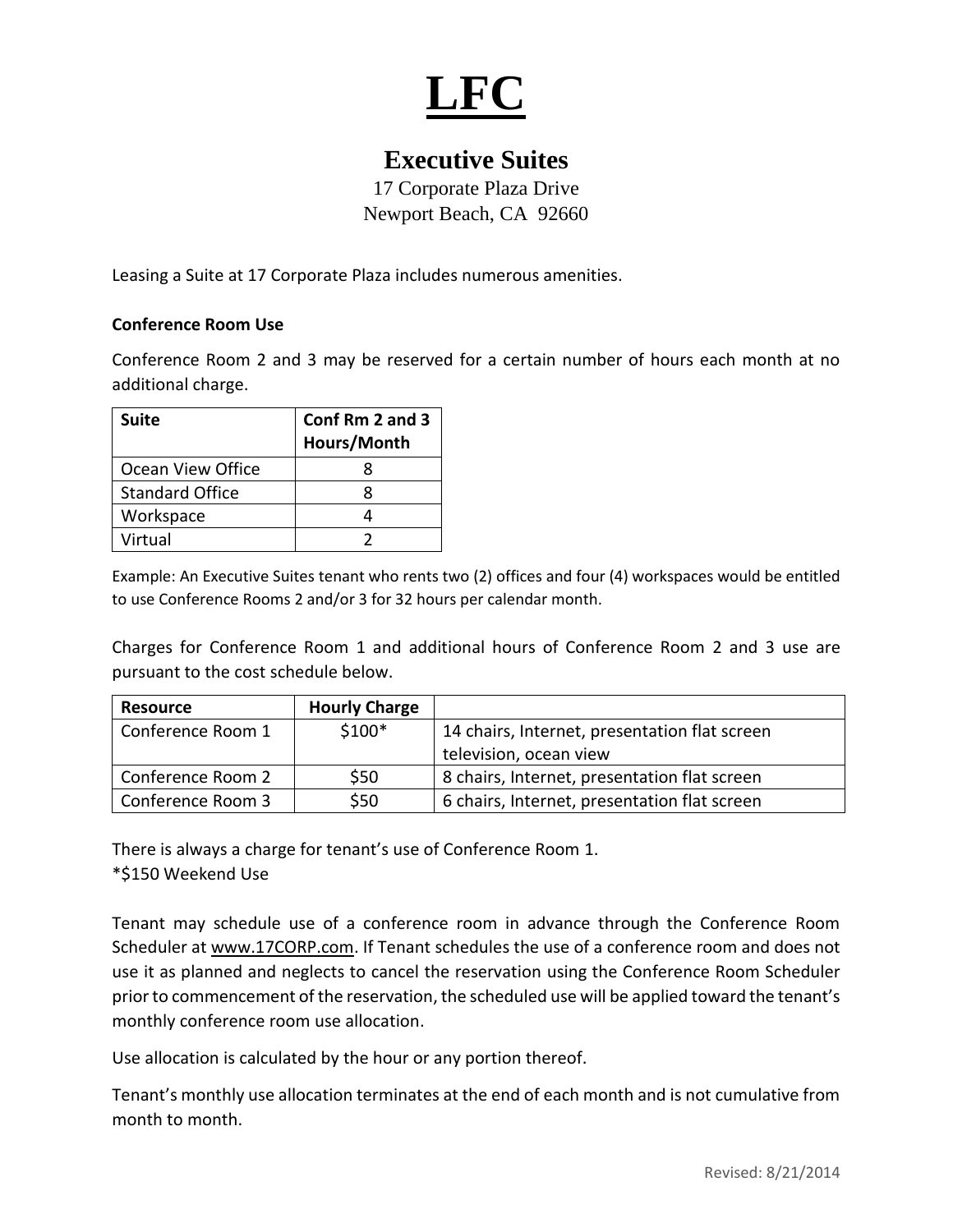# LFC

## Executive Suites

17 Corporate Plaza Drive
Newport Beach, CA 92660

Leasing a Suite at 17 Corporate Plaza includes numerous amenities.

**Conference Room Use**

Conference Room 2 and 3 may be reserved for a certain number of hours each month at no additional charge.

| Suite | Conf Rm 2 and 3 Hours/Month |
|---|---|
| Ocean View Office | 8 |
| Standard Office | 8 |
| Workspace | 4 |
| Virtual | 2 |

Example: An Executive Suites tenant who rents two (2) offices and four (4) workspaces would be entitled to use Conference Rooms 2 and/or 3 for 32 hours per calendar month.

Charges for Conference Room 1 and additional hours of Conference Room 2 and 3 use are pursuant to the cost schedule below.

| Resource | Hourly Charge | |
|---|---|---|
| Conference Room 1 | $100* | 14 chairs, Internet, presentation flat screen television, ocean view |
| Conference Room 2 | $50 | 8 chairs, Internet, presentation flat screen |
| Conference Room 3 | $50 | 6 chairs, Internet, presentation flat screen |

There is always a charge for tenant's use of Conference Room 1.
*$150 Weekend Use

Tenant may schedule use of a conference room in advance through the Conference Room Scheduler at www.17CORP.com. If Tenant schedules the use of a conference room and does not use it as planned and neglects to cancel the reservation using the Conference Room Scheduler prior to commencement of the reservation, the scheduled use will be applied toward the tenant's monthly conference room use allocation.

Use allocation is calculated by the hour or any portion thereof.

Tenant's monthly use allocation terminates at the end of each month and is not cumulative from month to month.

Revised: 8/21/2014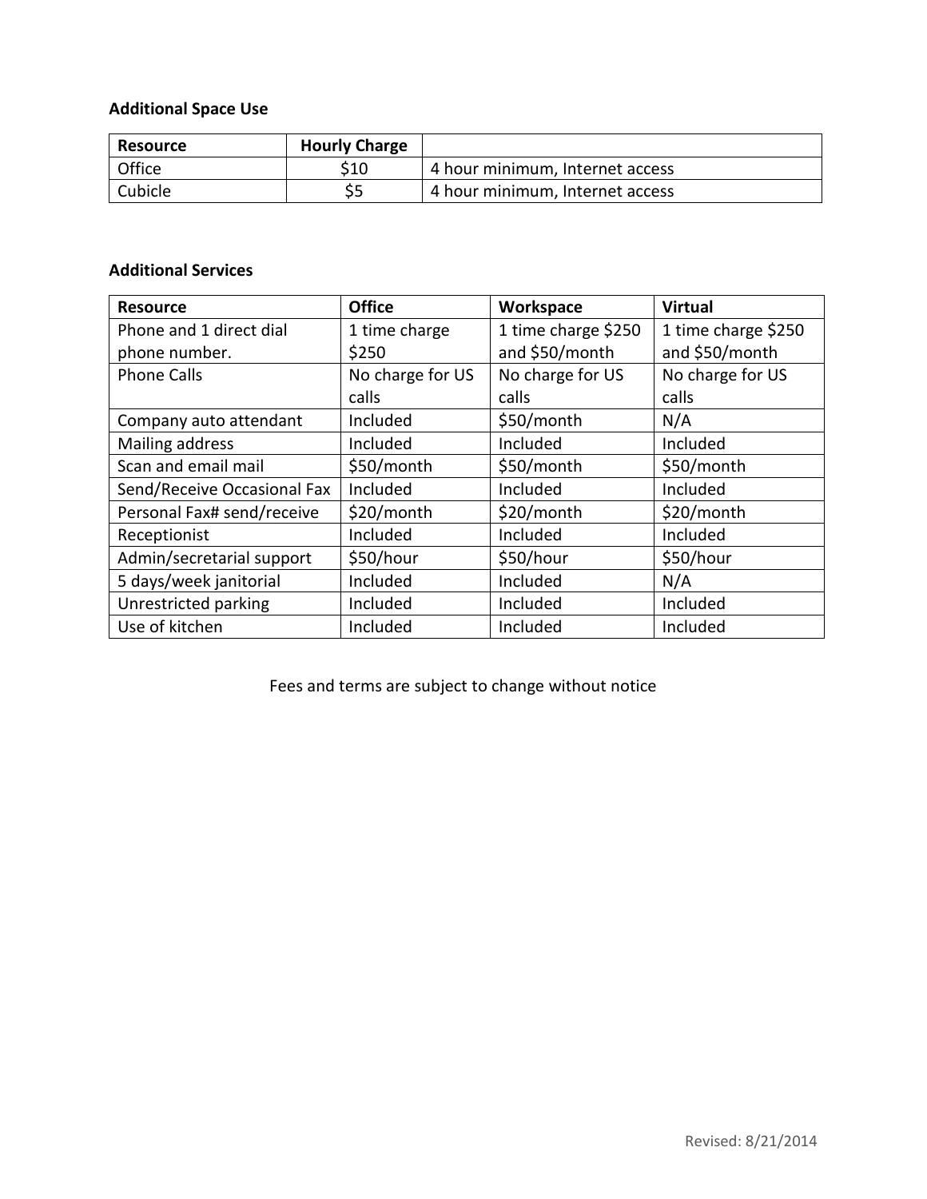**Additional Space Use**

| Resource | Hourly Charge | |
|---|---|---|
| Office | $10 | 4 hour minimum, Internet access |
| Cubicle | $5 | 4 hour minimum, Internet access |

**Additional Services**

| Resource | Office | Workspace | Virtual |
|---|---|---|---|
| Phone and 1 direct dial phone number. | 1 time charge $250 | 1 time charge $250 and $50/month | 1 time charge $250 and $50/month |
| Phone Calls | No charge for US calls | No charge for US calls | No charge for US calls |
| Company auto attendant | Included | $50/month | N/A |
| Mailing address | Included | Included | Included |
| Scan and email mail | $50/month | $50/month | $50/month |
| Send/Receive Occasional Fax | Included | Included | Included |
| Personal Fax# send/receive | $20/month | $20/month | $20/month |
| Receptionist | Included | Included | Included |
| Admin/secretarial support | $50/hour | $50/hour | $50/hour |
| 5 days/week janitorial | Included | Included | N/A |
| Unrestricted parking | Included | Included | Included |
| Use of kitchen | Included | Included | Included |

Fees and terms are subject to change without notice

Revised: 8/21/2014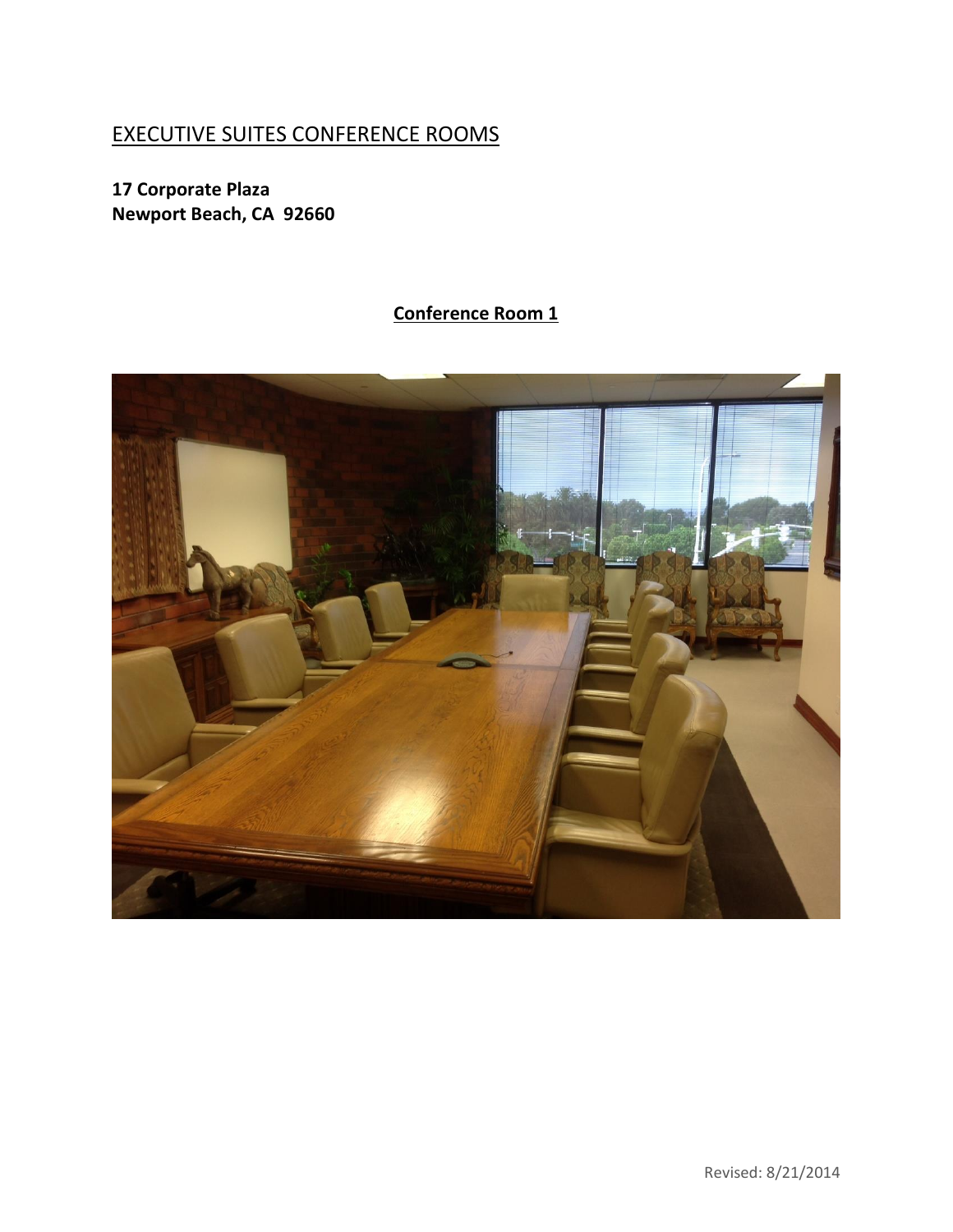# EXECUTIVE SUITES CONFERENCE ROOMS

**17 Corporate Plaza**
**Newport Beach, CA 92660**

## Conference Room 1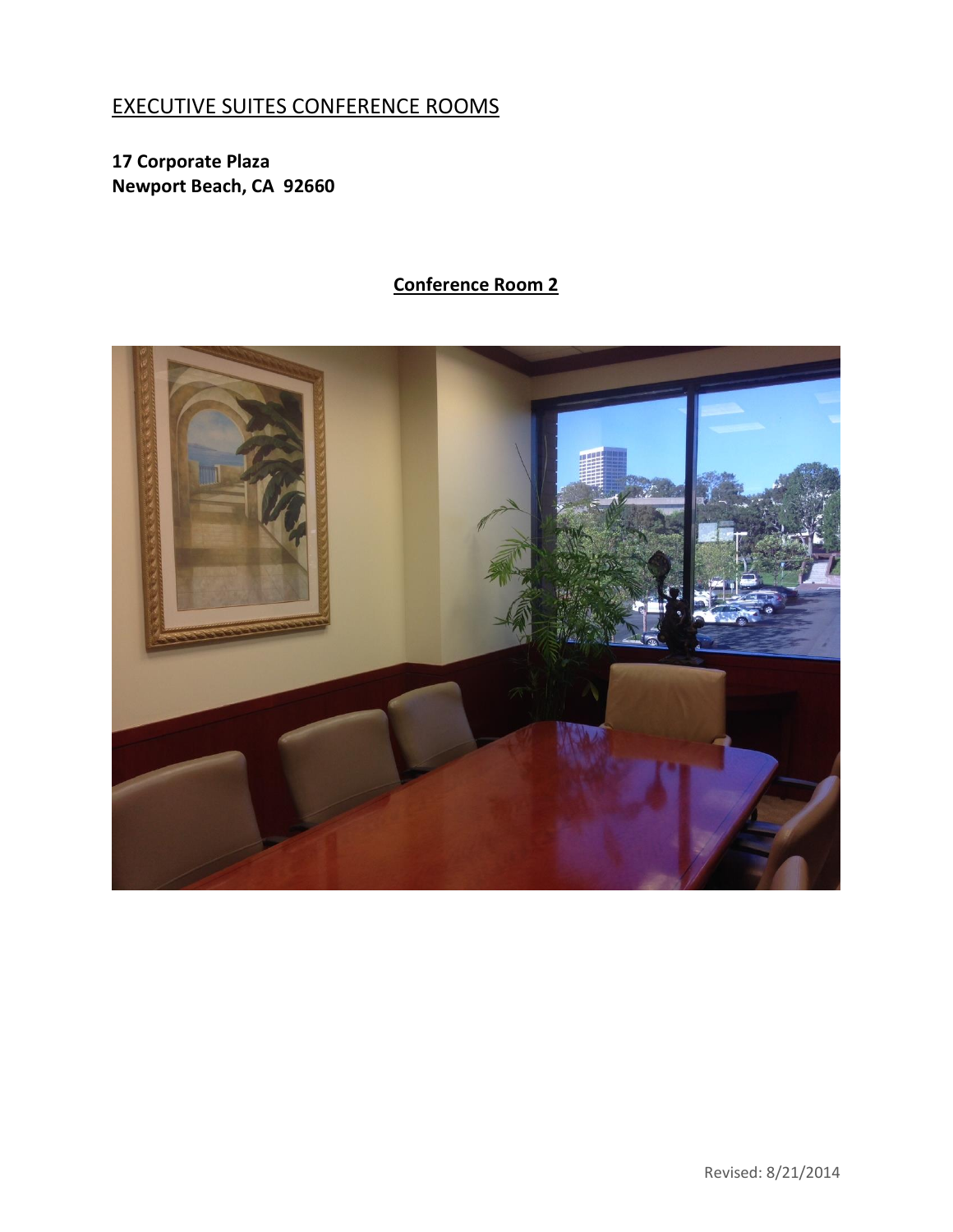EXECUTIVE SUITES CONFERENCE ROOMS

**17 Corporate Plaza**
**Newport Beach, CA 92660**

**Conference Room 2**

Revised: 8/21/2014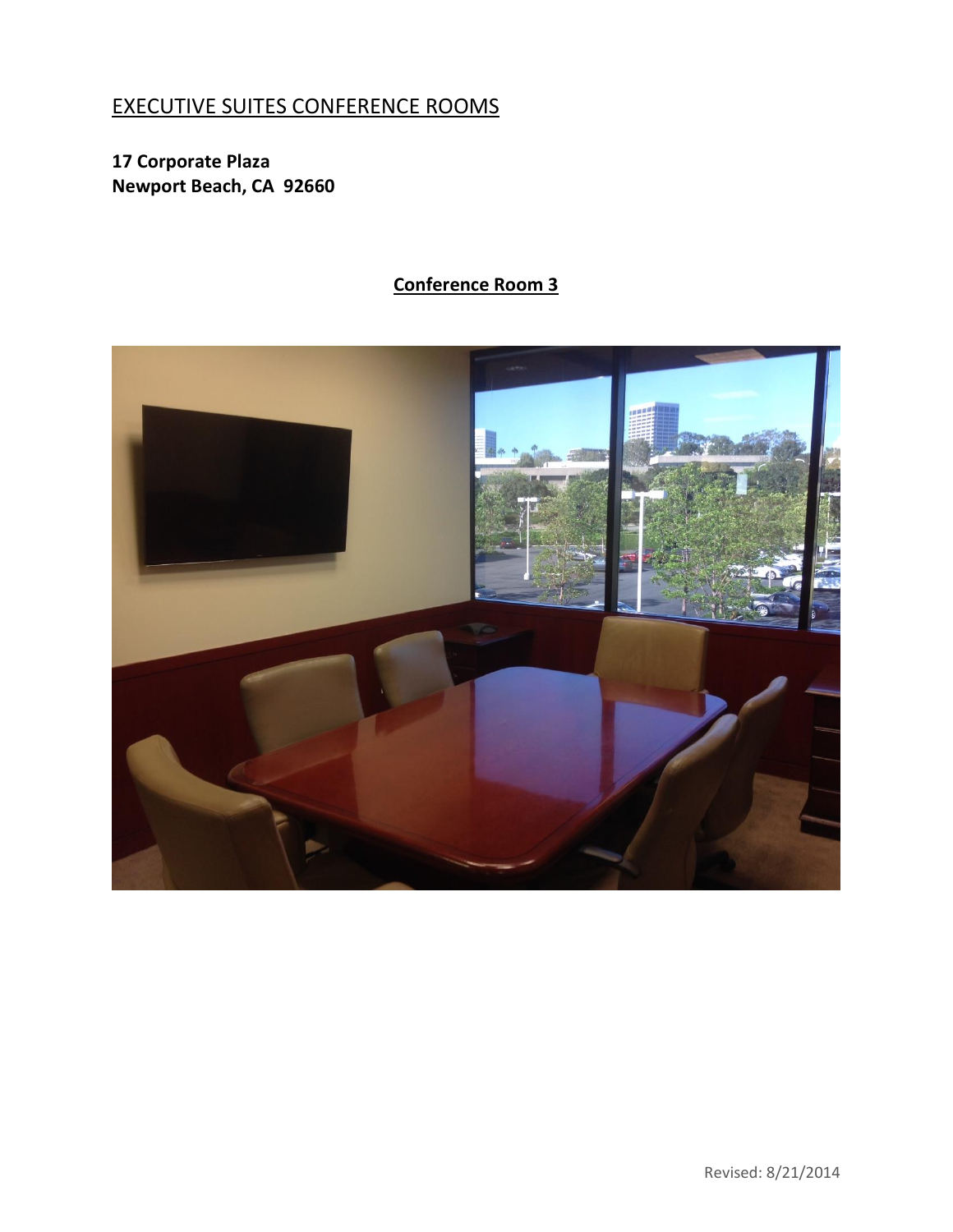EXECUTIVE SUITES CONFERENCE ROOMS

**17 Corporate Plaza**
**Newport Beach, CA 92660**

**Conference Room 3**

Revised: 8/21/2014